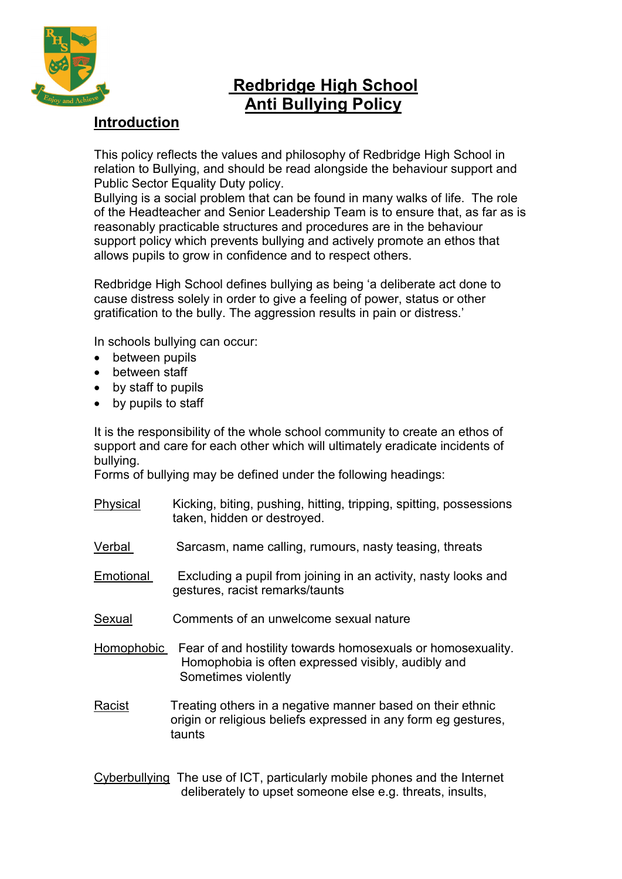# Redbridge High School
# Anti Bullying Policy

## Introduction

This policy reflects the values and philosophy of Redbridge High School in relation to Bullying, and should be read alongside the behaviour support and Public Sector Equality Duty policy.
Bullying is a social problem that can be found in many walks of life. The role of the Headteacher and Senior Leadership Team is to ensure that, as far as is reasonably practicable structures and procedures are in the behaviour support policy which prevents bullying and actively promote an ethos that allows pupils to grow in confidence and to respect others.

Redbridge High School defines bullying as being 'a deliberate act done to cause distress solely in order to give a feeling of power, status or other gratification to the bully. The aggression results in pain or distress.'

In schools bullying can occur:

- between pupils
- between staff
- by staff to pupils
- by pupils to staff

It is the responsibility of the whole school community to create an ethos of support and care for each other which will ultimately eradicate incidents of bullying.
Forms of bullying may be defined under the following headings:

Physical — Kicking, biting, pushing, hitting, tripping, spitting, possessions taken, hidden or destroyed.

Verbal — Sarcasm, name calling, rumours, nasty teasing, threats

Emotional — Excluding a pupil from joining in an activity, nasty looks and gestures, racist remarks/taunts

Sexual — Comments of an unwelcome sexual nature

Homophobic — Fear of and hostility towards homosexuals or homosexuality. Homophobia is often expressed visibly, audibly and Sometimes violently

Racist — Treating others in a negative manner based on their ethnic origin or religious beliefs expressed in any form eg gestures, taunts

Cyberbullying — The use of ICT, particularly mobile phones and the Internet deliberately to upset someone else e.g. threats, insults,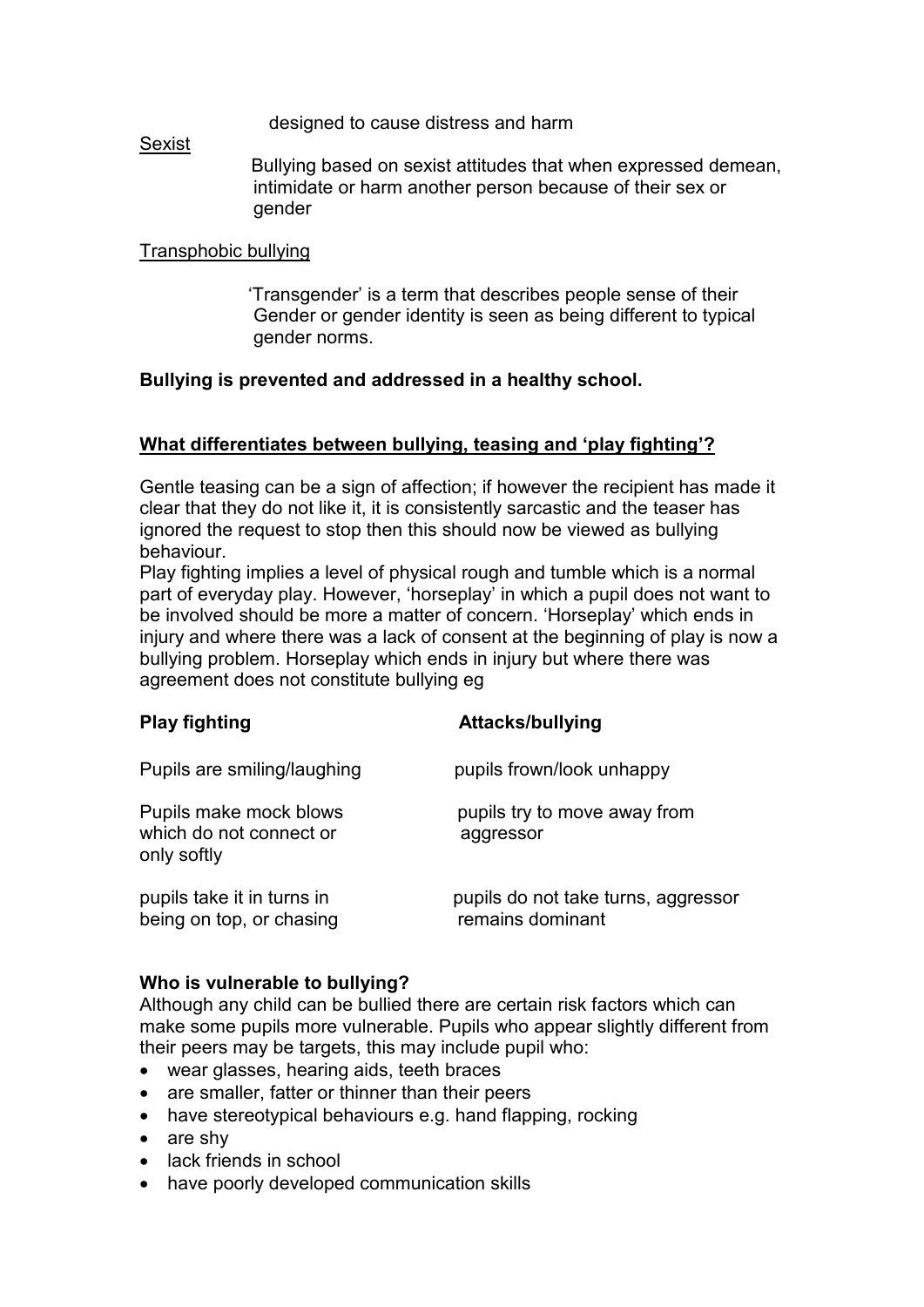designed to cause distress and harm

<u>Sexist</u>

Bullying based on sexist attitudes that when expressed demean, intimidate or harm another person because of their sex or gender

<u>Transphobic bullying</u>

'Transgender' is a term that describes people sense of their Gender or gender identity is seen as being different to typical gender norms.

**Bullying is prevented and addressed in a healthy school.**

**<u>What differentiates between bullying, teasing and 'play fighting'?</u>**

Gentle teasing can be a sign of affection; if however the recipient has made it clear that they do not like it, it is consistently sarcastic and the teaser has ignored the request to stop then this should now be viewed as bullying behaviour.

Play fighting implies a level of physical rough and tumble which is a normal part of everyday play. However, 'horseplay' in which a pupil does not want to be involved should be more a matter of concern. 'Horseplay' which ends in injury and where there was a lack of consent at the beginning of play is now a bullying problem. Horseplay which ends in injury but where there was agreement does not constitute bullying eg

| **Play fighting** | **Attacks/bullying** |
|---|---|
| Pupils are smiling/laughing | pupils frown/look unhappy |
| Pupils make mock blows which do not connect or only softly | pupils try to move away from aggressor |
| pupils take it in turns in being on top, or chasing | pupils do not take turns, aggressor remains dominant |

**Who is vulnerable to bullying?**

Although any child can be bullied there are certain risk factors which can make some pupils more vulnerable. Pupils who appear slightly different from their peers may be targets, this may include pupil who:

- wear glasses, hearing aids, teeth braces
- are smaller, fatter or thinner than their peers
- have stereotypical behaviours e.g. hand flapping, rocking
- are shy
- lack friends in school
- have poorly developed communication skills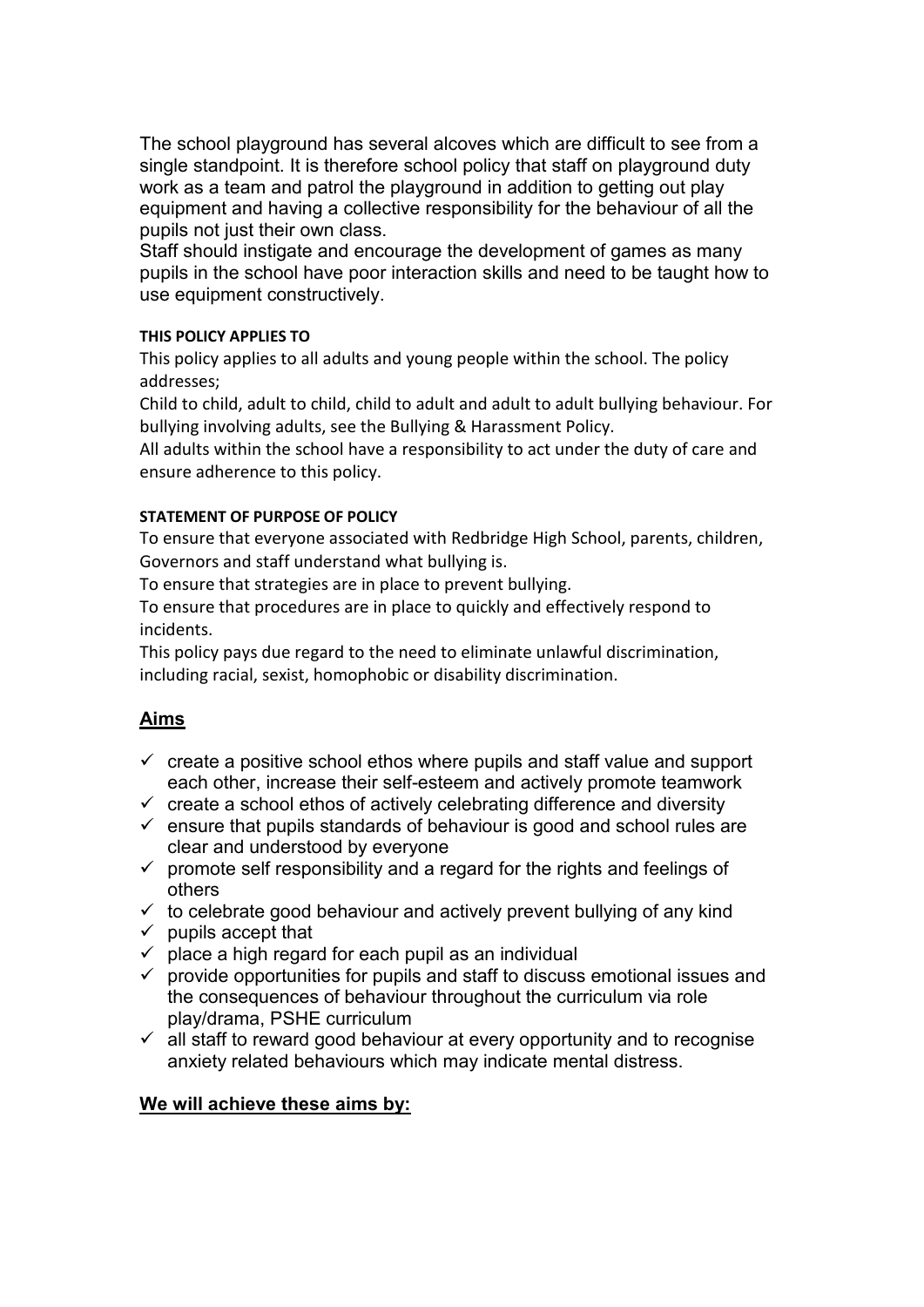The school playground has several alcoves which are difficult to see from a single standpoint. It is therefore school policy that staff on playground duty work as a team and patrol the playground in addition to getting out play equipment and having a collective responsibility for the behaviour of all the pupils not just their own class.

Staff should instigate and encourage the development of games as many pupils in the school have poor interaction skills and need to be taught how to use equipment constructively.

**THIS POLICY APPLIES TO**

This policy applies to all adults and young people within the school. The policy addresses;

Child to child, adult to child, child to adult and adult to adult bullying behaviour. For bullying involving adults, see the Bullying & Harassment Policy.

All adults within the school have a responsibility to act under the duty of care and ensure adherence to this policy.

**STATEMENT OF PURPOSE OF POLICY**

To ensure that everyone associated with Redbridge High School, parents, children, Governors and staff understand what bullying is.

To ensure that strategies are in place to prevent bullying.

To ensure that procedures are in place to quickly and effectively respond to incidents.

This policy pays due regard to the need to eliminate unlawful discrimination, including racial, sexist, homophobic or disability discrimination.

## Aims

- ✓ create a positive school ethos where pupils and staff value and support each other, increase their self-esteem and actively promote teamwork
- ✓ create a school ethos of actively celebrating difference and diversity
- ✓ ensure that pupils standards of behaviour is good and school rules are clear and understood by everyone
- ✓ promote self responsibility and a regard for the rights and feelings of others
- ✓ to celebrate good behaviour and actively prevent bullying of any kind
- ✓ pupils accept that
- ✓ place a high regard for each pupil as an individual
- ✓ provide opportunities for pupils and staff to discuss emotional issues and the consequences of behaviour throughout the curriculum via role play/drama, PSHE curriculum
- ✓ all staff to reward good behaviour at every opportunity and to recognise anxiety related behaviours which may indicate mental distress.

**We will achieve these aims by:**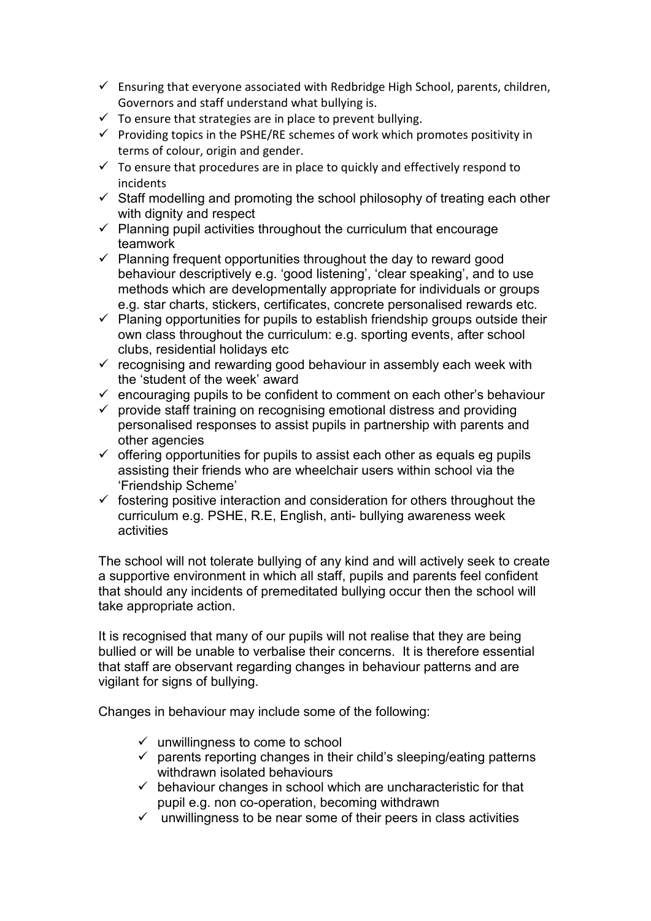- ✓ Ensuring that everyone associated with Redbridge High School, parents, children, Governors and staff understand what bullying is.
- ✓ To ensure that strategies are in place to prevent bullying.
- ✓ Providing topics in the PSHE/RE schemes of work which promotes positivity in terms of colour, origin and gender.
- ✓ To ensure that procedures are in place to quickly and effectively respond to incidents
- ✓ Staff modelling and promoting the school philosophy of treating each other with dignity and respect
- ✓ Planning pupil activities throughout the curriculum that encourage teamwork
- ✓ Planning frequent opportunities throughout the day to reward good behaviour descriptively e.g. 'good listening', 'clear speaking', and to use methods which are developmentally appropriate for individuals or groups e.g. star charts, stickers, certificates, concrete personalised rewards etc.
- ✓ Planing opportunities for pupils to establish friendship groups outside their own class throughout the curriculum: e.g. sporting events, after school clubs, residential holidays etc
- ✓ recognising and rewarding good behaviour in assembly each week with the 'student of the week' award
- ✓ encouraging pupils to be confident to comment on each other's behaviour
- ✓ provide staff training on recognising emotional distress and providing personalised responses to assist pupils in partnership with parents and other agencies
- ✓ offering opportunities for pupils to assist each other as equals eg pupils assisting their friends who are wheelchair users within school via the 'Friendship Scheme'
- ✓ fostering positive interaction and consideration for others throughout the curriculum e.g. PSHE, R.E, English, anti- bullying awareness week activities

The school will not tolerate bullying of any kind and will actively seek to create a supportive environment in which all staff, pupils and parents feel confident that should any incidents of premeditated bullying occur then the school will take appropriate action.

It is recognised that many of our pupils will not realise that they are being bullied or will be unable to verbalise their concerns. It is therefore essential that staff are observant regarding changes in behaviour patterns and are vigilant for signs of bullying.

Changes in behaviour may include some of the following:

- ✓ unwillingness to come to school
- ✓ parents reporting changes in their child's sleeping/eating patterns withdrawn isolated behaviours
- ✓ behaviour changes in school which are uncharacteristic for that pupil e.g. non co-operation, becoming withdrawn
- ✓ unwillingness to be near some of their peers in class activities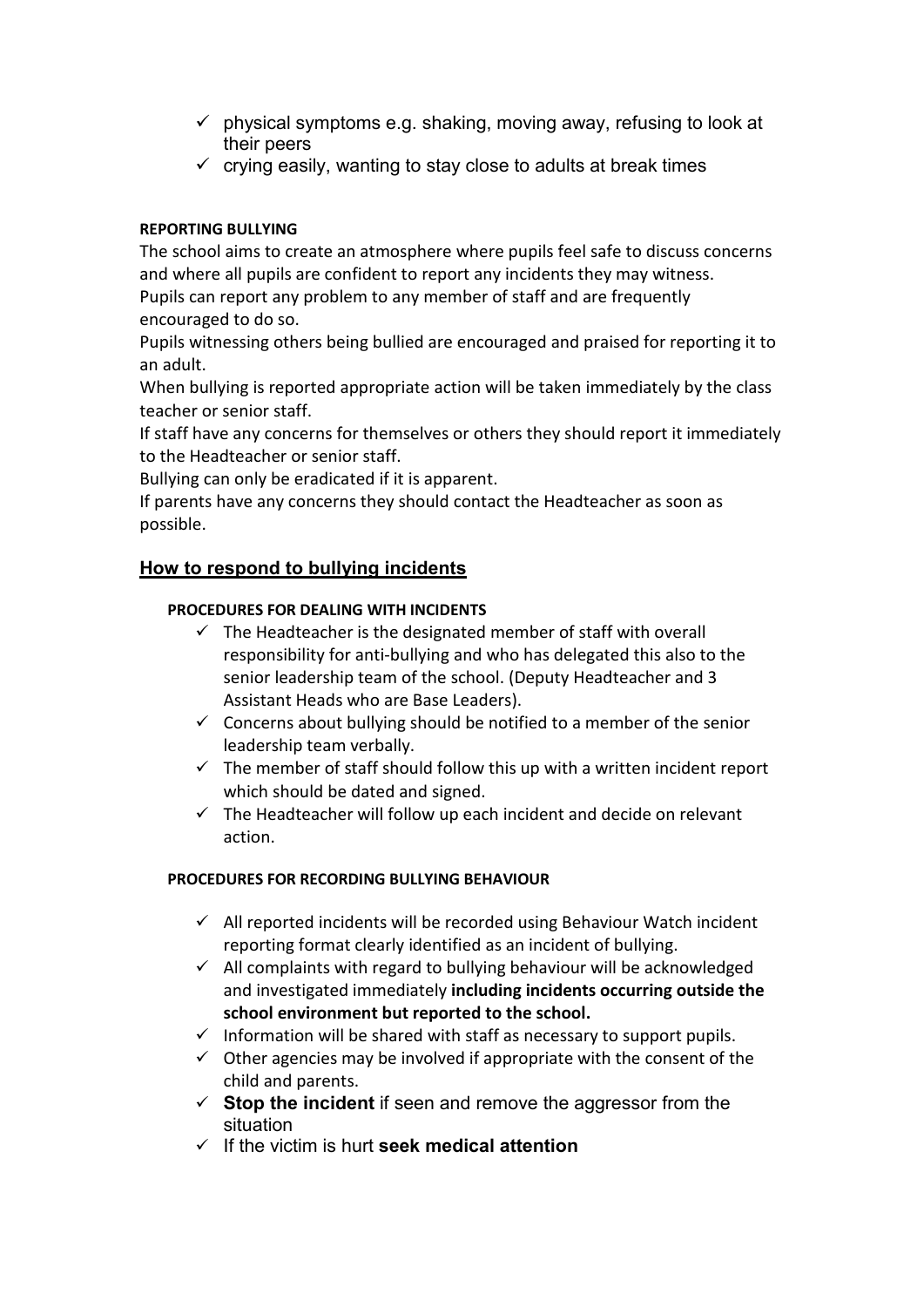- physical symptoms e.g. shaking, moving away, refusing to look at their peers
- crying easily, wanting to stay close to adults at break times

**REPORTING BULLYING**

The school aims to create an atmosphere where pupils feel safe to discuss concerns and where all pupils are confident to report any incidents they may witness.
Pupils can report any problem to any member of staff and are frequently encouraged to do so.
Pupils witnessing others being bullied are encouraged and praised for reporting it to an adult.
When bullying is reported appropriate action will be taken immediately by the class teacher or senior staff.
If staff have any concerns for themselves or others they should report it immediately to the Headteacher or senior staff.
Bullying can only be eradicated if it is apparent.
If parents have any concerns they should contact the Headteacher as soon as possible.

## How to respond to bullying incidents

**PROCEDURES FOR DEALING WITH INCIDENTS**

- The Headteacher is the designated member of staff with overall responsibility for anti-bullying and who has delegated this also to the senior leadership team of the school. (Deputy Headteacher and 3 Assistant Heads who are Base Leaders).
- Concerns about bullying should be notified to a member of the senior leadership team verbally.
- The member of staff should follow this up with a written incident report which should be dated and signed.
- The Headteacher will follow up each incident and decide on relevant action.

**PROCEDURES FOR RECORDING BULLYING BEHAVIOUR**

- All reported incidents will be recorded using Behaviour Watch incident reporting format clearly identified as an incident of bullying.
- All complaints with regard to bullying behaviour will be acknowledged and investigated immediately **including incidents occurring outside the school environment but reported to the school.**
- Information will be shared with staff as necessary to support pupils.
- Other agencies may be involved if appropriate with the consent of the child and parents.
- **Stop the incident** if seen and remove the aggressor from the situation
- If the victim is hurt **seek medical attention**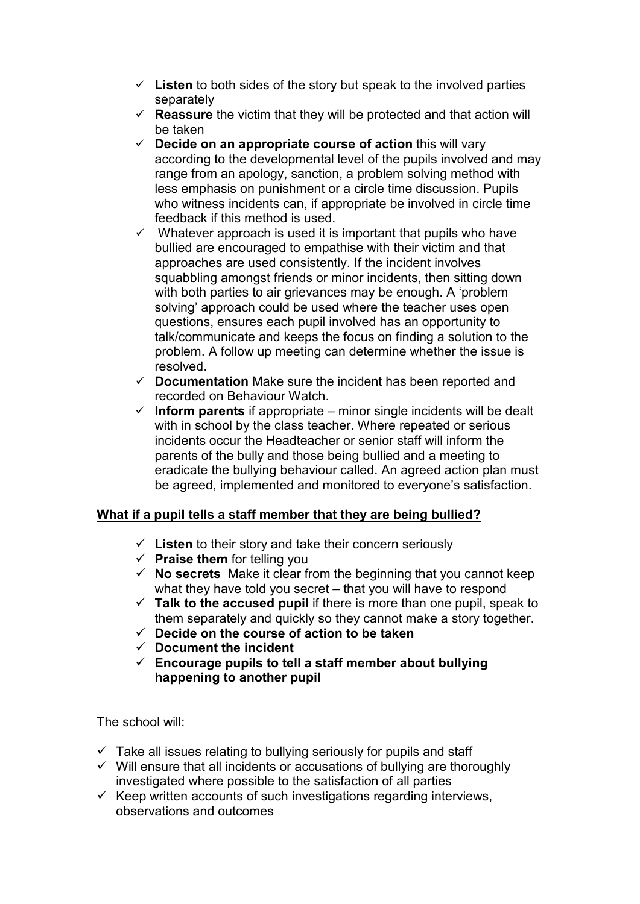- ✓ **Listen** to both sides of the story but speak to the involved parties separately
- ✓ **Reassure** the victim that they will be protected and that action will be taken
- ✓ **Decide on an appropriate course of action** this will vary according to the developmental level of the pupils involved and may range from an apology, sanction, a problem solving method with less emphasis on punishment or a circle time discussion. Pupils who witness incidents can, if appropriate be involved in circle time feedback if this method is used.
- ✓ Whatever approach is used it is important that pupils who have bullied are encouraged to empathise with their victim and that approaches are used consistently. If the incident involves squabbling amongst friends or minor incidents, then sitting down with both parties to air grievances may be enough. A 'problem solving' approach could be used where the teacher uses open questions, ensures each pupil involved has an opportunity to talk/communicate and keeps the focus on finding a solution to the problem. A follow up meeting can determine whether the issue is resolved.
- ✓ **Documentation** Make sure the incident has been reported and recorded on Behaviour Watch.
- ✓ **Inform parents** if appropriate – minor single incidents will be dealt with in school by the class teacher. Where repeated or serious incidents occur the Headteacher or senior staff will inform the parents of the bully and those being bullied and a meeting to eradicate the bullying behaviour called. An agreed action plan must be agreed, implemented and monitored to everyone's satisfaction.

**What if a pupil tells a staff member that they are being bullied?**

- ✓ **Listen** to their story and take their concern seriously
- ✓ **Praise them** for telling you
- ✓ **No secrets** Make it clear from the beginning that you cannot keep what they have told you secret – that you will have to respond
- ✓ **Talk to the accused pupil** if there is more than one pupil, speak to them separately and quickly so they cannot make a story together.
- ✓ **Decide on the course of action to be taken**
- ✓ **Document the incident**
- ✓ **Encourage pupils to tell a staff member about bullying happening to another pupil**

The school will:

- ✓ Take all issues relating to bullying seriously for pupils and staff
- ✓ Will ensure that all incidents or accusations of bullying are thoroughly investigated where possible to the satisfaction of all parties
- ✓ Keep written accounts of such investigations regarding interviews, observations and outcomes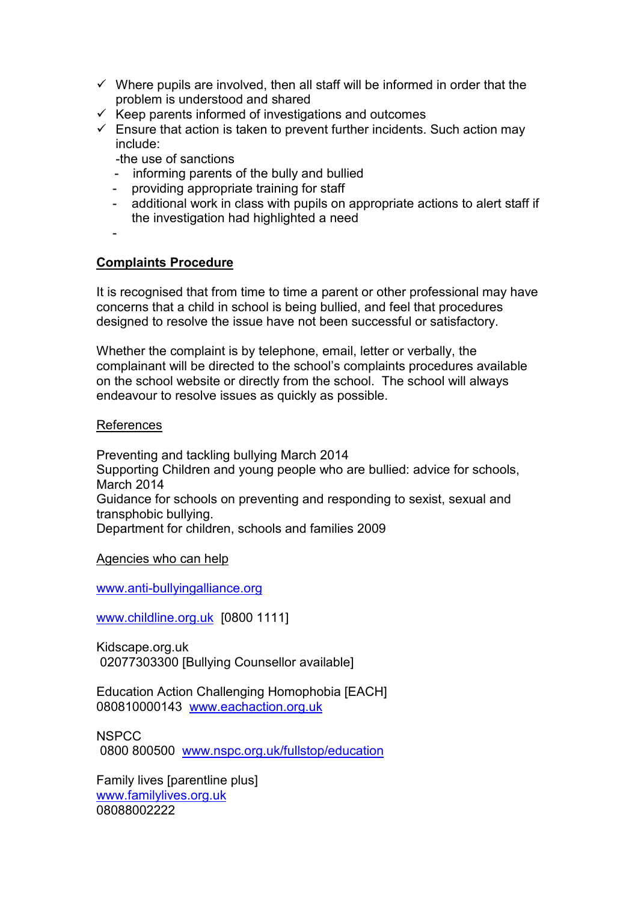- ✓ Where pupils are involved, then all staff will be informed in order that the problem is understood and shared
- ✓ Keep parents informed of investigations and outcomes
- ✓ Ensure that action is taken to prevent further incidents. Such action may include:
  -the use of sanctions
  - informing parents of the bully and bullied
  - providing appropriate training for staff
  - additional work in class with pupils on appropriate actions to alert staff if the investigation had highlighted a need
  -

**Complaints Procedure**

It is recognised that from time to time a parent or other professional may have concerns that a child in school is being bullied, and feel that procedures designed to resolve the issue have not been successful or satisfactory.

Whether the complaint is by telephone, email, letter or verbally, the complainant will be directed to the school's complaints procedures available on the school website or directly from the school. The school will always endeavour to resolve issues as quickly as possible.

References

Preventing and tackling bullying March 2014
Supporting Children and young people who are bullied: advice for schools, March 2014
Guidance for schools on preventing and responding to sexist, sexual and transphobic bullying.
Department for children, schools and families 2009

Agencies who can help

www.anti-bullyingalliance.org

www.childline.org.uk [0800 1111]

Kidscape.org.uk
02077303300 [Bullying Counsellor available]

Education Action Challenging Homophobia [EACH]
080810000143 www.eachaction.org.uk

NSPCC
0800 800500 www.nspc.org.uk/fullstop/education

Family lives [parentline plus]
www.familylives.org.uk
08088002222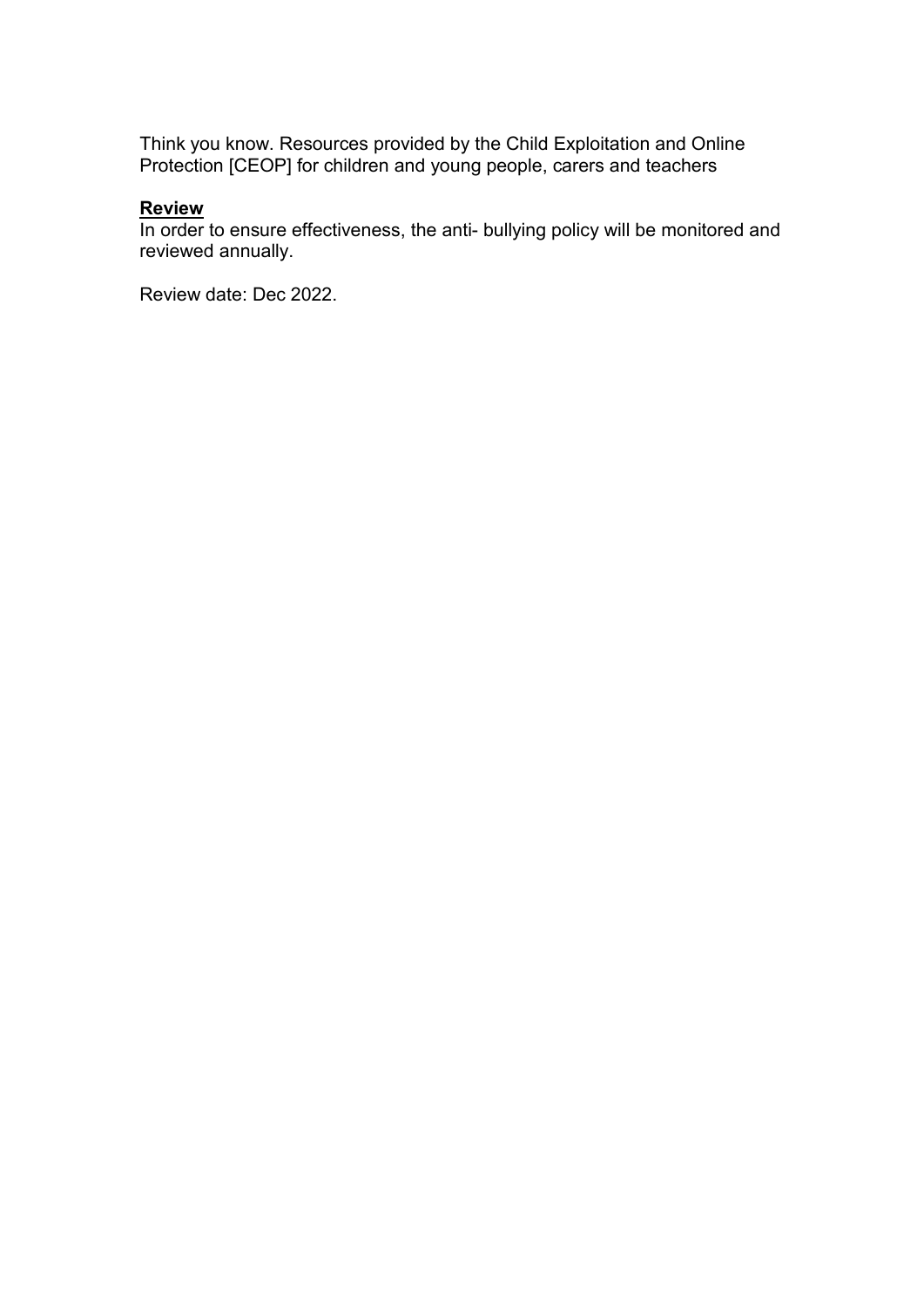Think you know. Resources provided by the Child Exploitation and Online Protection [CEOP] for children and young people, carers and teachers

**Review**

In order to ensure effectiveness, the anti- bullying policy will be monitored and reviewed annually.

Review date: Dec 2022.